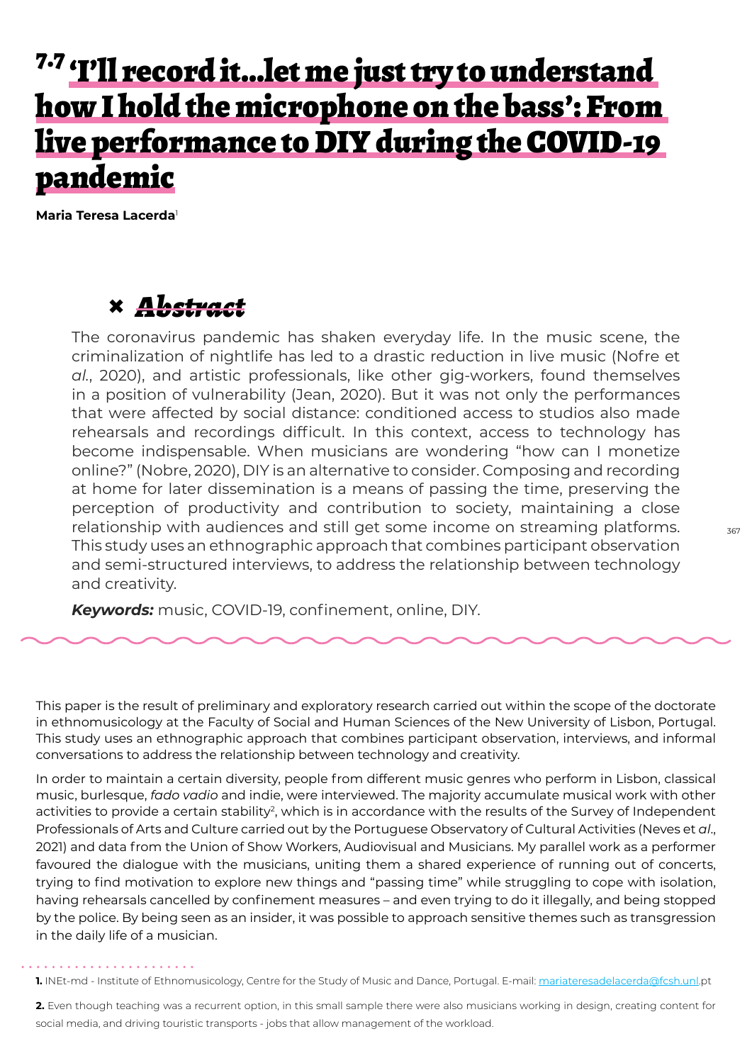# 7.7 'I'll record it...let me just try to understand how I hold the microphone on the bass': From live performance to DIY during the COVID-19 pandemic

**Maria Teresa Lacerda**[1]

## *Abstract*

The coronavirus pandemic has shaken everyday life. In the music scene, the criminalization of nightlife has led to a drastic reduction in live music (Nofre et *al.*, 2020), and artistic professionals, like other gig-workers, found themselves in a position of vulnerability (Jean, 2020). But it was not only the performances that were affected by social distance: conditioned access to studios also made rehearsals and recordings difficult. In this context, access to technology has become indispensable. When musicians are wondering "how can I monetize online?" (Nobre, 2020), DIY is an alternative to consider. Composing and recording at home for later dissemination is a means of passing the time, preserving the perception of productivity and contribution to society, maintaining a close relationship with audiences and still get some income on streaming platforms. This study uses an ethnographic approach that combines participant observation and semi-structured interviews, to address the relationship between technology and creativity.

***Keywords:*** music, COVID-19, confinement, online, DIY.

This paper is the result of preliminary and exploratory research carried out within the scope of the doctorate in ethnomusicology at the Faculty of Social and Human Sciences of the New University of Lisbon, Portugal. This study uses an ethnographic approach that combines participant observation, interviews, and informal conversations to address the relationship between technology and creativity.

In order to maintain a certain diversity, people from different music genres who perform in Lisbon, classical music, burlesque, *fado vadio* and indie, were interviewed. The majority accumulate musical work with other activities to provide a certain stability[2], which is in accordance with the results of the Survey of Independent Professionals of Arts and Culture carried out by the Portuguese Observatory of Cultural Activities (Neves et *al*., 2021) and data from the Union of Show Workers, Audiovisual and Musicians. My parallel work as a performer favoured the dialogue with the musicians, uniting them a shared experience of running out of concerts, trying to find motivation to explore new things and "passing time" while struggling to cope with isolation, having rehearsals cancelled by confinement measures – and even trying to do it illegally, and being stopped by the police. By being seen as an insider, it was possible to approach sensitive themes such as transgression in the daily life of a musician.

**1.** INEt-md - Institute of Ethnomusicology, Centre for the Study of Music and Dance, Portugal. E-mail: mariateresadelacerda@fcsh.unl.pt

**2.** Even though teaching was a recurrent option, in this small sample there were also musicians working in design, creating content for social media, and driving touristic transports - jobs that allow management of the workload.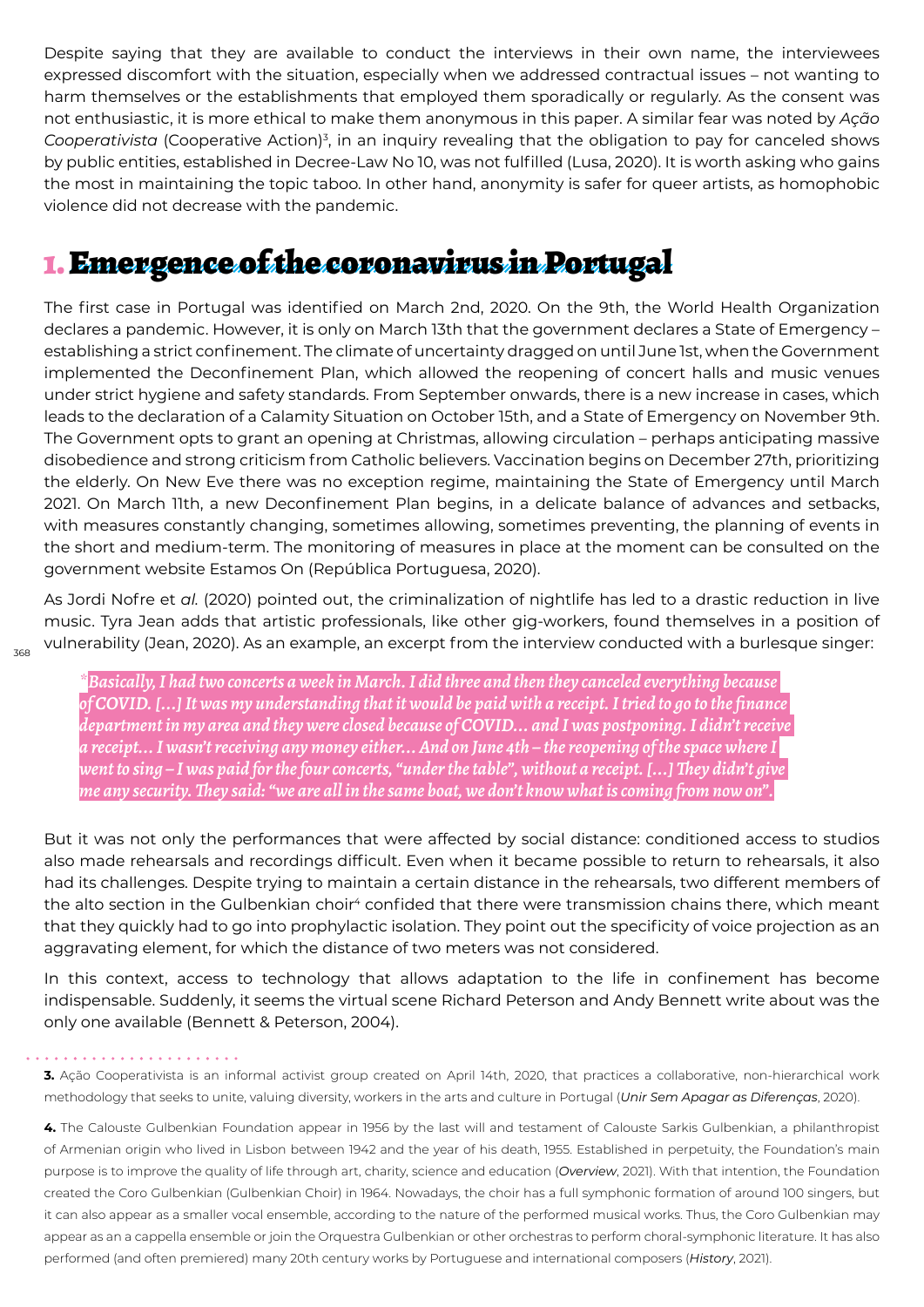Despite saying that they are available to conduct the interviews in their own name, the interviewees expressed discomfort with the situation, especially when we addressed contractual issues – not wanting to harm themselves or the establishments that employed them sporadically or regularly. As the consent was not enthusiastic, it is more ethical to make them anonymous in this paper. A similar fear was noted by *Ação Cooperativista* (Cooperative Action)[3], in an inquiry revealing that the obligation to pay for canceled shows by public entities, established in Decree-Law No 10, was not fulfilled (Lusa, 2020). It is worth asking who gains the most in maintaining the topic taboo. In other hand, anonymity is safer for queer artists, as homophobic violence did not decrease with the pandemic.

## 1. Emergence of the coronavirus in Portugal

The first case in Portugal was identified on March 2nd, 2020. On the 9th, the World Health Organization declares a pandemic. However, it is only on March 13th that the government declares a State of Emergency – establishing a strict confinement. The climate of uncertainty dragged on until June 1st, when the Government implemented the Deconfinement Plan, which allowed the reopening of concert halls and music venues under strict hygiene and safety standards. From September onwards, there is a new increase in cases, which leads to the declaration of a Calamity Situation on October 15th, and a State of Emergency on November 9th. The Government opts to grant an opening at Christmas, allowing circulation – perhaps anticipating massive disobedience and strong criticism from Catholic believers. Vaccination begins on December 27th, prioritizing the elderly. On New Eve there was no exception regime, maintaining the State of Emergency until March 2021. On March 11th, a new Deconfinement Plan begins, in a delicate balance of advances and setbacks, with measures constantly changing, sometimes allowing, sometimes preventing, the planning of events in the short and medium-term. The monitoring of measures in place at the moment can be consulted on the government website Estamos On (República Portuguesa, 2020).

As Jordi Nofre et *al.* (2020) pointed out, the criminalization of nightlife has led to a drastic reduction in live music. Tyra Jean adds that artistic professionals, like other gig-workers, found themselves in a position of vulnerability (Jean, 2020). As an example, an excerpt from the interview conducted with a burlesque singer:

> ***Basically, I had two concerts a week in March. I did three and then they canceled everything because of COVID. […] It was my understanding that it would be paid with a receipt. I tried to go to the finance department in my area and they were closed because of COVID… and I was postponing. I didn't receive a receipt… I wasn't receiving any money either… And on June 4th – the reopening of the space where I went to sing – I was paid for the four concerts, "under the table", without a receipt. […] They didn't give me any security. They said: "we are all in the same boat, we don't know what is coming from now on".***

But it was not only the performances that were affected by social distance: conditioned access to studios also made rehearsals and recordings difficult. Even when it became possible to return to rehearsals, it also had its challenges. Despite trying to maintain a certain distance in the rehearsals, two different members of the alto section in the Gulbenkian choir[4] confided that there were transmission chains there, which meant that they quickly had to go into prophylactic isolation. They point out the specificity of voice projection as an aggravating element, for which the distance of two meters was not considered.

In this context, access to technology that allows adaptation to the life in confinement has become indispensable. Suddenly, it seems the virtual scene Richard Peterson and Andy Bennett write about was the only one available (Bennett & Peterson, 2004).

---

**3.** Ação Cooperativista is an informal activist group created on April 14th, 2020, that practices a collaborative, non-hierarchical work methodology that seeks to unite, valuing diversity, workers in the arts and culture in Portugal (*Unir Sem Apagar as Diferenças*, 2020).

**4.** The Calouste Gulbenkian Foundation appear in 1956 by the last will and testament of Calouste Sarkis Gulbenkian, a philanthropist of Armenian origin who lived in Lisbon between 1942 and the year of his death, 1955. Established in perpetuity, the Foundation's main purpose is to improve the quality of life through art, charity, science and education (*Overview*, 2021). With that intention, the Foundation created the Coro Gulbenkian (Gulbenkian Choir) in 1964. Nowadays, the choir has a full symphonic formation of around 100 singers, but it can also appear as a smaller vocal ensemble, according to the nature of the performed musical works. Thus, the Coro Gulbenkian may appear as an a cappella ensemble or join the Orquestra Gulbenkian or other orchestras to perform choral-symphonic literature. It has also performed (and often premiered) many 20th century works by Portuguese and international composers (*History*, 2021).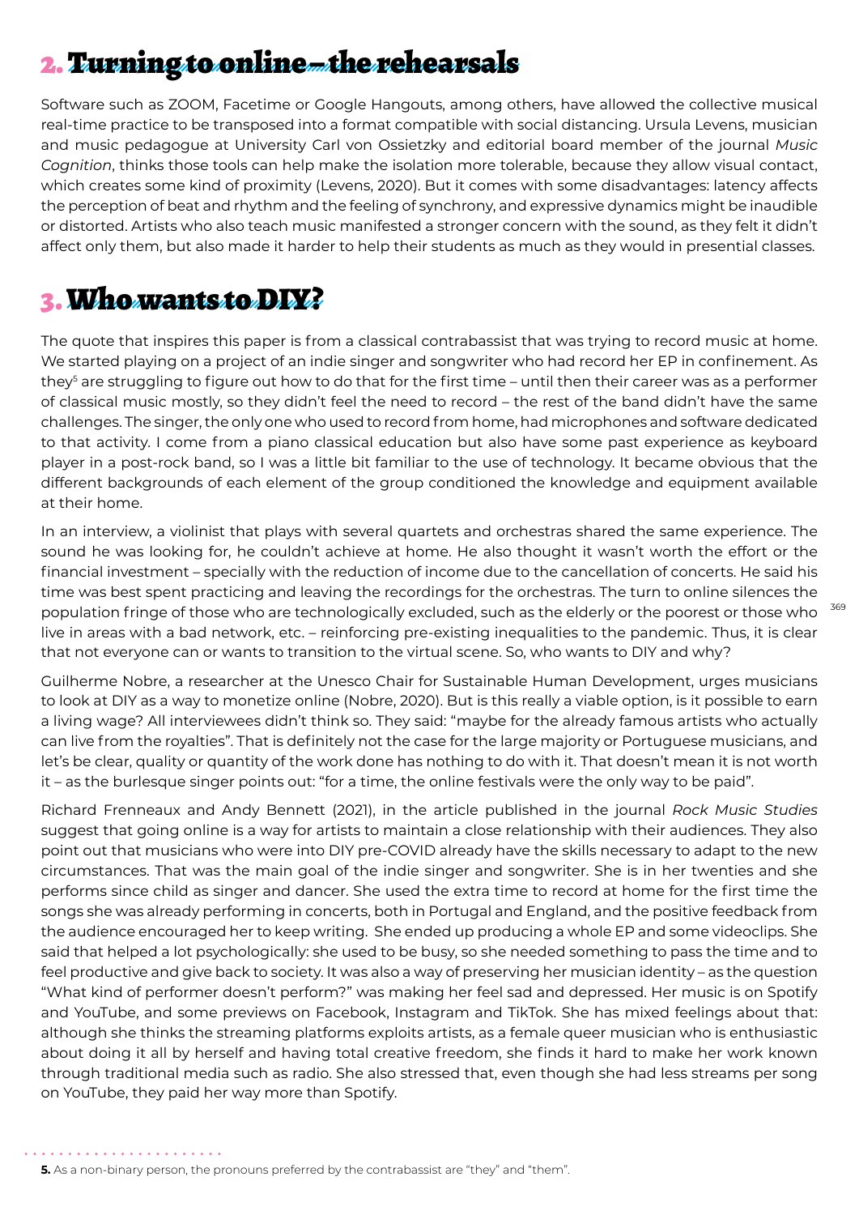## 2. Turning to online – the rehearsals

Software such as ZOOM, Facetime or Google Hangouts, among others, have allowed the collective musical real-time practice to be transposed into a format compatible with social distancing. Ursula Levens, musician and music pedagogue at University Carl von Ossietzky and editorial board member of the journal *Music Cognition*, thinks those tools can help make the isolation more tolerable, because they allow visual contact, which creates some kind of proximity (Levens, 2020). But it comes with some disadvantages: latency affects the perception of beat and rhythm and the feeling of synchrony, and expressive dynamics might be inaudible or distorted. Artists who also teach music manifested a stronger concern with the sound, as they felt it didn't affect only them, but also made it harder to help their students as much as they would in presential classes.

## 3. Who wants to DIY?

The quote that inspires this paper is from a classical contrabassist that was trying to record music at home. We started playing on a project of an indie singer and songwriter who had record her EP in confinement. As they[5] are struggling to figure out how to do that for the first time – until then their career was as a performer of classical music mostly, so they didn't feel the need to record – the rest of the band didn't have the same challenges. The singer, the only one who used to record from home, had microphones and software dedicated to that activity. I come from a piano classical education but also have some past experience as keyboard player in a post-rock band, so I was a little bit familiar to the use of technology. It became obvious that the different backgrounds of each element of the group conditioned the knowledge and equipment available at their home.

In an interview, a violinist that plays with several quartets and orchestras shared the same experience. The sound he was looking for, he couldn't achieve at home. He also thought it wasn't worth the effort or the financial investment – specially with the reduction of income due to the cancellation of concerts. He said his time was best spent practicing and leaving the recordings for the orchestras. The turn to online silences the population fringe of those who are technologically excluded, such as the elderly or the poorest or those who live in areas with a bad network, etc. – reinforcing pre-existing inequalities to the pandemic. Thus, it is clear that not everyone can or wants to transition to the virtual scene. So, who wants to DIY and why?

Guilherme Nobre, a researcher at the Unesco Chair for Sustainable Human Development, urges musicians to look at DIY as a way to monetize online (Nobre, 2020). But is this really a viable option, is it possible to earn a living wage? All interviewees didn't think so. They said: "maybe for the already famous artists who actually can live from the royalties". That is definitely not the case for the large majority or Portuguese musicians, and let's be clear, quality or quantity of the work done has nothing to do with it. That doesn't mean it is not worth it – as the burlesque singer points out: "for a time, the online festivals were the only way to be paid".

Richard Frenneaux and Andy Bennett (2021), in the article published in the journal *Rock Music Studies* suggest that going online is a way for artists to maintain a close relationship with their audiences. They also point out that musicians who were into DIY pre-COVID already have the skills necessary to adapt to the new circumstances. That was the main goal of the indie singer and songwriter. She is in her twenties and she performs since child as singer and dancer. She used the extra time to record at home for the first time the songs she was already performing in concerts, both in Portugal and England, and the positive feedback from the audience encouraged her to keep writing. She ended up producing a whole EP and some videoclips. She said that helped a lot psychologically: she used to be busy, so she needed something to pass the time and to feel productive and give back to society. It was also a way of preserving her musician identity – as the question "What kind of performer doesn't perform?" was making her feel sad and depressed. Her music is on Spotify and YouTube, and some previews on Facebook, Instagram and TikTok. She has mixed feelings about that: although she thinks the streaming platforms exploits artists, as a female queer musician who is enthusiastic about doing it all by herself and having total creative freedom, she finds it hard to make her work known through traditional media such as radio. She also stressed that, even though she had less streams per song on YouTube, they paid her way more than Spotify.

**5.** As a non-binary person, the pronouns preferred by the contrabassist are "they" and "them".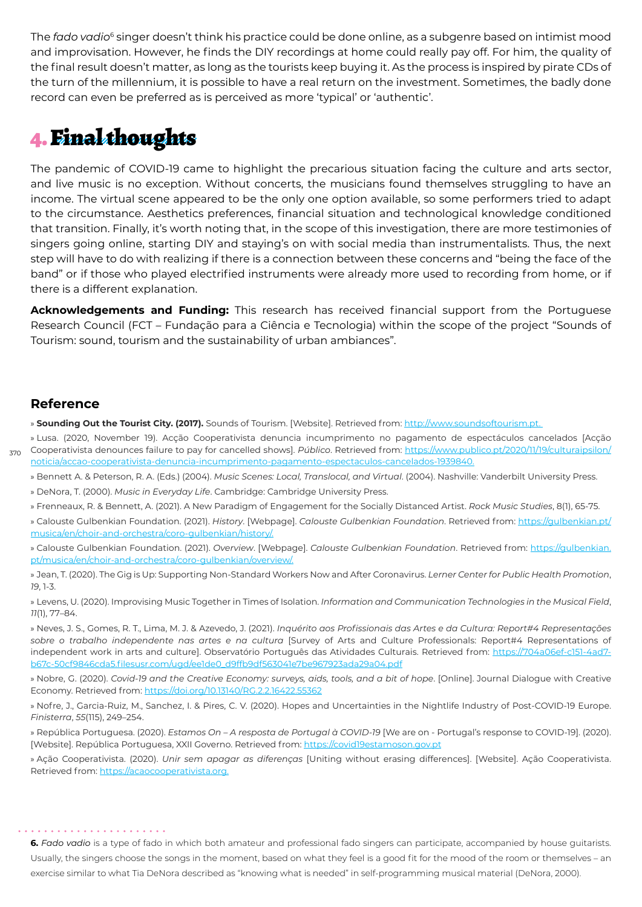The *fado vadio*[6] singer doesn't think his practice could be done online, as a subgenre based on intimist mood and improvisation. However, he finds the DIY recordings at home could really pay off. For him, the quality of the final result doesn't matter, as long as the tourists keep buying it. As the process is inspired by pirate CDs of the turn of the millennium, it is possible to have a real return on the investment. Sometimes, the badly done record can even be preferred as is perceived as more 'typical' or 'authentic'.

# 4. Final thoughts

The pandemic of COVID-19 came to highlight the precarious situation facing the culture and arts sector, and live music is no exception. Without concerts, the musicians found themselves struggling to have an income. The virtual scene appeared to be the only one option available, so some performers tried to adapt to the circumstance. Aesthetics preferences, financial situation and technological knowledge conditioned that transition. Finally, it's worth noting that, in the scope of this investigation, there are more testimonies of singers going online, starting DIY and staying's on with social media than instrumentalists. Thus, the next step will have to do with realizing if there is a connection between these concerns and "being the face of the band" or if those who played electrified instruments were already more used to recording from home, or if there is a different explanation.

**Acknowledgements and Funding:** This research has received financial support from the Portuguese Research Council (FCT – Fundação para a Ciência e Tecnologia) within the scope of the project "Sounds of Tourism: sound, tourism and the sustainability of urban ambiances".

## Reference

» **Sounding Out the Tourist City. (2017).** Sounds of Tourism. [Website]. Retrieved from: http://www.soundsoftourism.pt.

» Lusa. (2020, November 19). Acção Cooperativista denuncia incumprimento no pagamento de espectáculos cancelados [Acção Cooperativista denounces failure to pay for cancelled shows]. *Público*. Retrieved from: https://www.publico.pt/2020/11/19/culturaipsilon/noticia/accao-cooperativista-denuncia-incumprimento-pagamento-espectaculos-cancelados-1939840.

» Bennett A. & Peterson, R. A. (Eds.) (2004). *Music Scenes: Local, Translocal, and Virtual*. (2004). Nashville: Vanderbilt University Press.

» DeNora, T. (2000). *Music in Everyday Life*. Cambridge: Cambridge University Press.

» Frenneaux, R. & Bennett, A. (2021). A New Paradigm of Engagement for the Socially Distanced Artist. *Rock Music Studies*, 8(1), 65-75.

» Calouste Gulbenkian Foundation. (2021). *History*. [Webpage]. *Calouste Gulbenkian Foundation*. Retrieved from: https://gulbenkian.pt/musica/en/choir-and-orchestra/coro-gulbenkian/history/.

» Calouste Gulbenkian Foundation. (2021). *Overview*. [Webpage]. *Calouste Gulbenkian Foundation*. Retrieved from: https://gulbenkian.pt/musica/en/choir-and-orchestra/coro-gulbenkian/overview/.

» Jean, T. (2020). The Gig is Up: Supporting Non-Standard Workers Now and After Coronavirus. *Lerner Center for Public Health Promotion*, *19*, 1-3.

» Levens, U. (2020). Improvising Music Together in Times of Isolation. *Information and Communication Technologies in the Musical Field*, *11*(1), 77–84.

» Neves, J. S., Gomes, R. T., Lima, M. J. & Azevedo, J. (2021). *Inquérito aos Profissionais das Artes e da Cultura: Report#4 Representações sobre o trabalho independente nas artes e na cultura* [Survey of Arts and Culture Professionals: Report#4 Representations of independent work in arts and culture]. Observatório Português das Atividades Culturais. Retrieved from: https://704a06ef-c151-4ad7-b67c-50cf9846cda5.filesusr.com/ugd/ee1de0_d9ffb9df563041e7be967923ada29a04.pdf

» Nobre, G. (2020). *Covid-19 and the Creative Economy: surveys, aids, tools, and a bit of hope*. [Online]. Journal Dialogue with Creative Economy. Retrieved from: https://doi.org/10.13140/RG.2.2.16422.55362

» Nofre, J., Garcia-Ruiz, M., Sanchez, I. & Pires, C. V. (2020). Hopes and Uncertainties in the Nightlife Industry of Post-COVID-19 Europe. *Finisterra*, *55*(115), 249–254.

» República Portuguesa. (2020). *Estamos On – A resposta de Portugal à COVID-19* [We are on - Portugal's response to COVID-19]. (2020). [Website]. República Portuguesa, XXII Governo. Retrieved from: https://covid19estamoson.gov.pt

» Ação Cooperativista. (2020). *Unir sem apagar as diferenças* [Uniting without erasing differences]. [Website]. Ação Cooperativista. Retrieved from: https://acaocooperativista.org.

**6.** *Fado vadio* is a type of fado in which both amateur and professional fado singers can participate, accompanied by house guitarists. Usually, the singers choose the songs in the moment, based on what they feel is a good fit for the mood of the room or themselves – an exercise similar to what Tia DeNora described as "knowing what is needed" in self-programming musical material (DeNora, 2000).